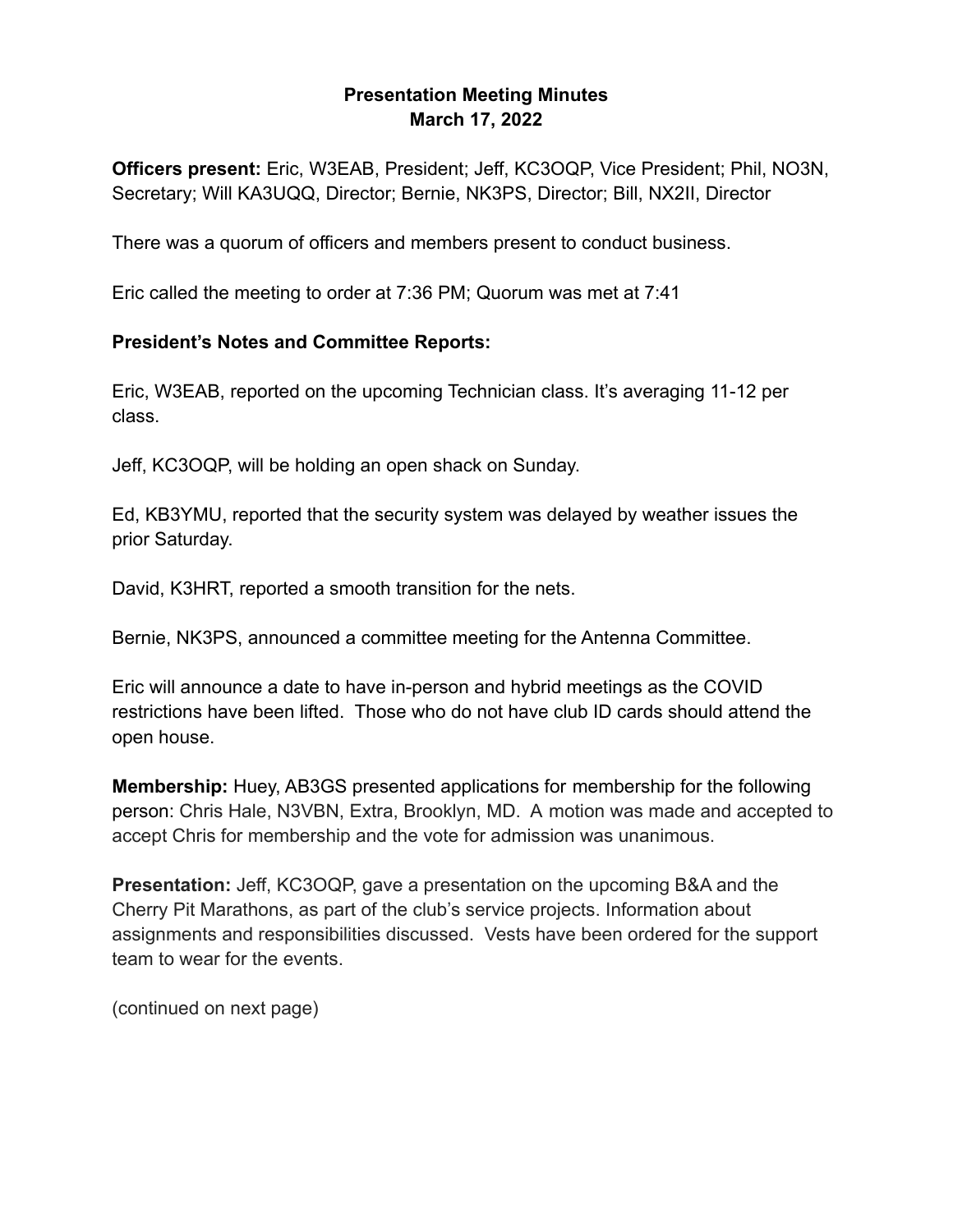# Presentation Meeting Minutes
## March 17, 2022

**Officers present:** Eric, W3EAB, President; Jeff, KC3OQP, Vice President; Phil, NO3N, Secretary; Will KA3UQQ, Director; Bernie, NK3PS, Director; Bill, NX2II, Director

There was a quorum of officers and members present to conduct business.

Eric called the meeting to order at 7:36 PM; Quorum was met at 7:41

**President's Notes and Committee Reports:**

Eric, W3EAB, reported on the upcoming Technician class. It's averaging 11-12 per class.

Jeff, KC3OQP, will be holding an open shack on Sunday.

Ed, KB3YMU, reported that the security system was delayed by weather issues the prior Saturday.

David, K3HRT, reported a smooth transition for the nets.

Bernie, NK3PS, announced a committee meeting for the Antenna Committee.

Eric will announce a date to have in-person and hybrid meetings as the COVID restrictions have been lifted. Those who do not have club ID cards should attend the open house.

**Membership:** Huey, AB3GS presented applications for membership for the following person: Chris Hale, N3VBN, Extra, Brooklyn, MD. A motion was made and accepted to accept Chris for membership and the vote for admission was unanimous.

**Presentation:** Jeff, KC3OQP, gave a presentation on the upcoming B&A and the Cherry Pit Marathons, as part of the club's service projects. Information about assignments and responsibilities discussed. Vests have been ordered for the support team to wear for the events.

(continued on next page)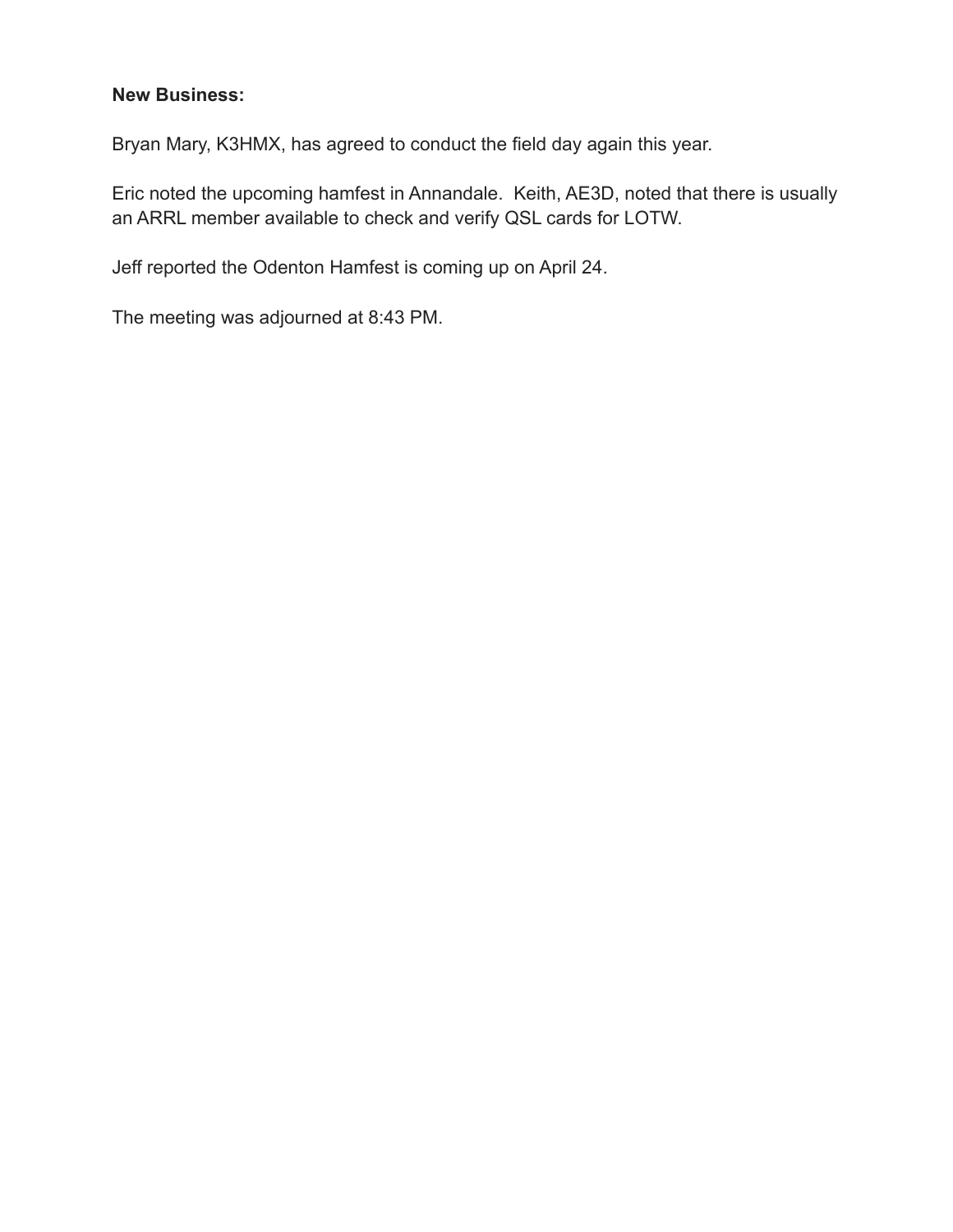**New Business:**

Bryan Mary, K3HMX, has agreed to conduct the field day again this year.

Eric noted the upcoming hamfest in Annandale. Keith, AE3D, noted that there is usually an ARRL member available to check and verify QSL cards for LOTW.

Jeff reported the Odenton Hamfest is coming up on April 24.

The meeting was adjourned at 8:43 PM.